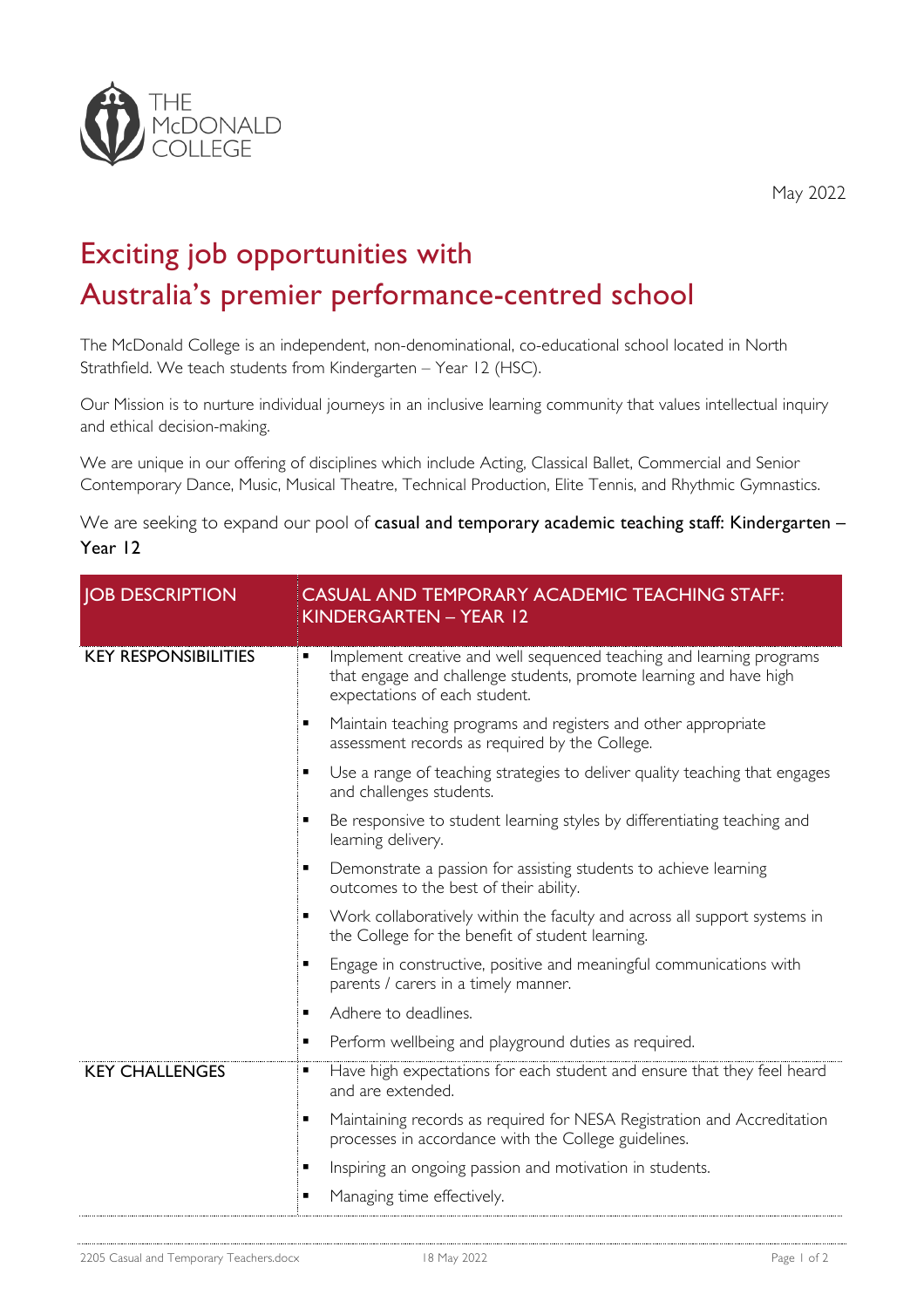THE McDONALD COLLEGE

May 2022

# Exciting job opportunities with Australia's premier performance-centred school

The McDonald College is an independent, non-denominational, co-educational school located in North Strathfield. We teach students from Kindergarten – Year 12 (HSC).

Our Mission is to nurture individual journeys in an inclusive learning community that values intellectual inquiry and ethical decision-making.

We are unique in our offering of disciplines which include Acting, Classical Ballet, Commercial and Senior Contemporary Dance, Music, Musical Theatre, Technical Production, Elite Tennis, and Rhythmic Gymnastics.

We are seeking to expand our pool of **casual and temporary academic teaching staff: Kindergarten – Year 12**

| JOB DESCRIPTION | CASUAL AND TEMPORARY ACADEMIC TEACHING STAFF: KINDERGARTEN – YEAR 12 |
|---|---|
| KEY RESPONSIBILITIES | ▪ Implement creative and well sequenced teaching and learning programs that engage and challenge students, promote learning and have high expectations of each student.<br>▪ Maintain teaching programs and registers and other appropriate assessment records as required by the College.<br>▪ Use a range of teaching strategies to deliver quality teaching that engages and challenges students.<br>▪ Be responsive to student learning styles by differentiating teaching and learning delivery.<br>▪ Demonstrate a passion for assisting students to achieve learning outcomes to the best of their ability.<br>▪ Work collaboratively within the faculty and across all support systems in the College for the benefit of student learning.<br>▪ Engage in constructive, positive and meaningful communications with parents / carers in a timely manner.<br>▪ Adhere to deadlines.<br>▪ Perform wellbeing and playground duties as required. |
| KEY CHALLENGES | ▪ Have high expectations for each student and ensure that they feel heard and are extended.<br>▪ Maintaining records as required for NESA Registration and Accreditation processes in accordance with the College guidelines.<br>▪ Inspiring an ongoing passion and motivation in students.<br>▪ Managing time effectively. |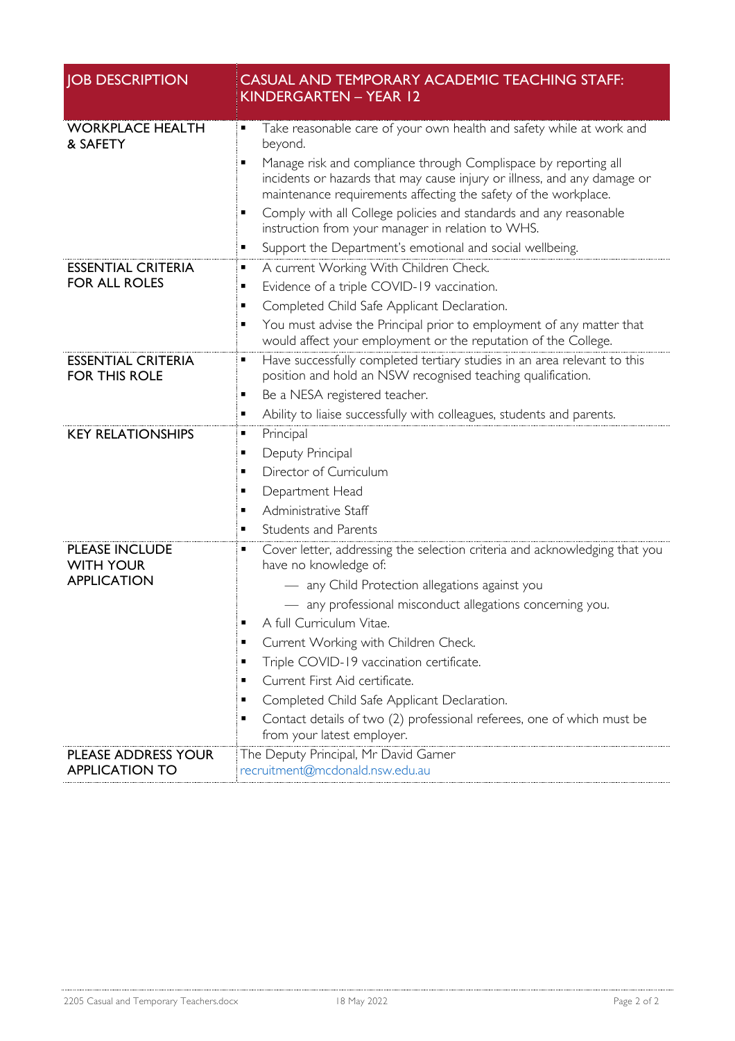| JOB DESCRIPTION | CASUAL AND TEMPORARY ACADEMIC TEACHING STAFF: KINDERGARTEN – YEAR 12 |
|---|---|
| WORKPLACE HEALTH & SAFETY | ▪ Take reasonable care of your own health and safety while at work and beyond.<br>▪ Manage risk and compliance through Complispace by reporting all incidents or hazards that may cause injury or illness, and any damage or maintenance requirements affecting the safety of the workplace.<br>▪ Comply with all College policies and standards and any reasonable instruction from your manager in relation to WHS.<br>▪ Support the Department's emotional and social wellbeing. |
| ESSENTIAL CRITERIA FOR ALL ROLES | ▪ A current Working With Children Check.<br>▪ Evidence of a triple COVID-19 vaccination.<br>▪ Completed Child Safe Applicant Declaration.<br>▪ You must advise the Principal prior to employment of any matter that would affect your employment or the reputation of the College. |
| ESSENTIAL CRITERIA FOR THIS ROLE | ▪ Have successfully completed tertiary studies in an area relevant to this position and hold an NSW recognised teaching qualification.<br>▪ Be a NESA registered teacher.<br>▪ Ability to liaise successfully with colleagues, students and parents. |
| KEY RELATIONSHIPS | ▪ Principal<br>▪ Deputy Principal<br>▪ Director of Curriculum<br>▪ Department Head<br>▪ Administrative Staff<br>▪ Students and Parents |
| PLEASE INCLUDE WITH YOUR APPLICATION | ▪ Cover letter, addressing the selection criteria and acknowledging that you have no knowledge of:<br>— any Child Protection allegations against you<br>— any professional misconduct allegations concerning you.<br>▪ A full Curriculum Vitae.<br>▪ Current Working with Children Check.<br>▪ Triple COVID-19 vaccination certificate.<br>▪ Current First Aid certificate.<br>▪ Completed Child Safe Applicant Declaration.<br>▪ Contact details of two (2) professional referees, one of which must be from your latest employer. |
| PLEASE ADDRESS YOUR APPLICATION TO | The Deputy Principal, Mr David Garner<br>recruitment@mcdonald.nsw.edu.au |

2205 Casual and Temporary Teachers.docx 18 May 2022